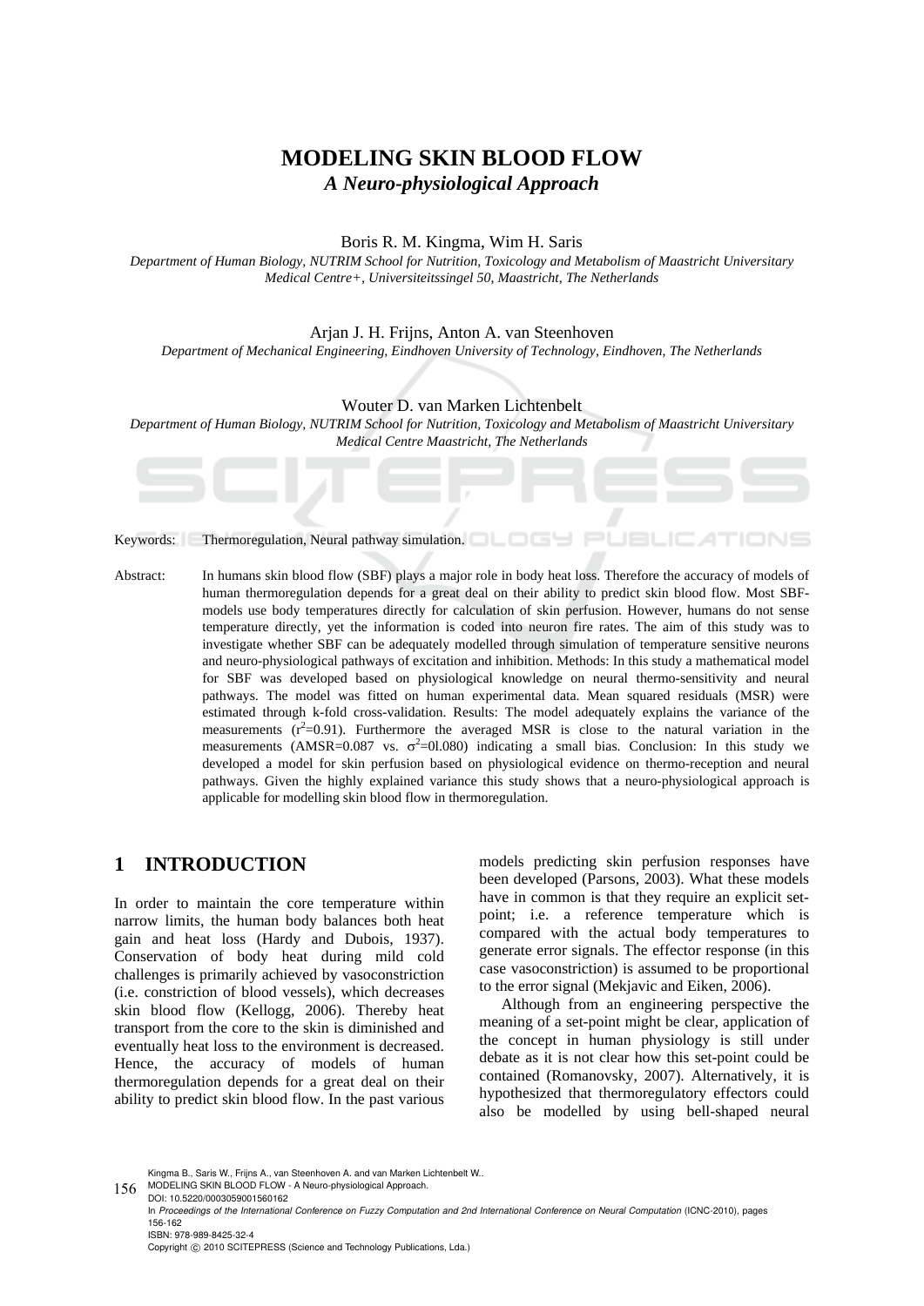# MODELING SKIN BLOOD FLOW

## *A Neuro-physiological Approach*

Boris R. M. Kingma, Wim H. Saris

*Department of Human Biology, NUTRIM School for Nutrition, Toxicology and Metabolism of Maastricht Universitary Medical Centre+, Universiteitssingel 50, Maastricht, The Netherlands*

Arjan J. H. Frijns, Anton A. van Steenhoven

*Department of Mechanical Engineering, Eindhoven University of Technology, Eindhoven, The Netherlands*

Wouter D. van Marken Lichtenbelt

*Department of Human Biology, NUTRIM School for Nutrition, Toxicology and Metabolism of Maastricht Universitary Medical Centre Maastricht, The Netherlands*

Keywords: Thermoregulation, Neural pathway simulation.

Abstract: In humans skin blood flow (SBF) plays a major role in body heat loss. Therefore the accuracy of models of human thermoregulation depends for a great deal on their ability to predict skin blood flow. Most SBF-models use body temperatures directly for calculation of skin perfusion. However, humans do not sense temperature directly, yet the information is coded into neuron fire rates. The aim of this study was to investigate whether SBF can be adequately modelled through simulation of temperature sensitive neurons and neuro-physiological pathways of excitation and inhibition. Methods: In this study a mathematical model for SBF was developed based on physiological knowledge on neural thermo-sensitivity and neural pathways. The model was fitted on human experimental data. Mean squared residuals (MSR) were estimated through k-fold cross-validation. Results: The model adequately explains the variance of the measurements ($r^2$=0.91). Furthermore the averaged MSR is close to the natural variation in the measurements (AMSR=0.087 vs. $\sigma^2$=0l.080) indicating a small bias. Conclusion: In this study we developed a model for skin perfusion based on physiological evidence on thermo-reception and neural pathways. Given the highly explained variance this study shows that a neuro-physiological approach is applicable for modelling skin blood flow in thermoregulation.

## 1 INTRODUCTION

In order to maintain the core temperature within narrow limits, the human body balances both heat gain and heat loss (Hardy and Dubois, 1937). Conservation of body heat during mild cold challenges is primarily achieved by vasoconstriction (i.e. constriction of blood vessels), which decreases skin blood flow (Kellogg, 2006). Thereby heat transport from the core to the skin is diminished and eventually heat loss to the environment is decreased. Hence, the accuracy of models of human thermoregulation depends for a great deal on their ability to predict skin blood flow. In the past various models predicting skin perfusion responses have been developed (Parsons, 2003). What these models have in common is that they require an explicit set-point; i.e. a reference temperature which is compared with the actual body temperatures to generate error signals. The effector response (in this case vasoconstriction) is assumed to be proportional to the error signal (Mekjavic and Eiken, 2006).

Although from an engineering perspective the meaning of a set-point might be clear, application of the concept in human physiology is still under debate as it is not clear how this set-point could be contained (Romanovsky, 2007). Alternatively, it is hypothesized that thermoregulatory effectors could also be modelled by using bell-shaped neural

Kingma B., Saris W., Frijns A., van Steenhoven A. and van Marken Lichtenbelt W..
MODELING SKIN BLOOD FLOW - A Neuro-physiological Approach.
DOI: 10.5220/0003059001560162
In *Proceedings of the International Conference on Fuzzy Computation and 2nd International Conference on Neural Computation* (ICNC-2010), pages 156-162
ISBN: 978-989-8425-32-4
Copyright © 2010 SCITEPRESS (Science and Technology Publications, Lda.)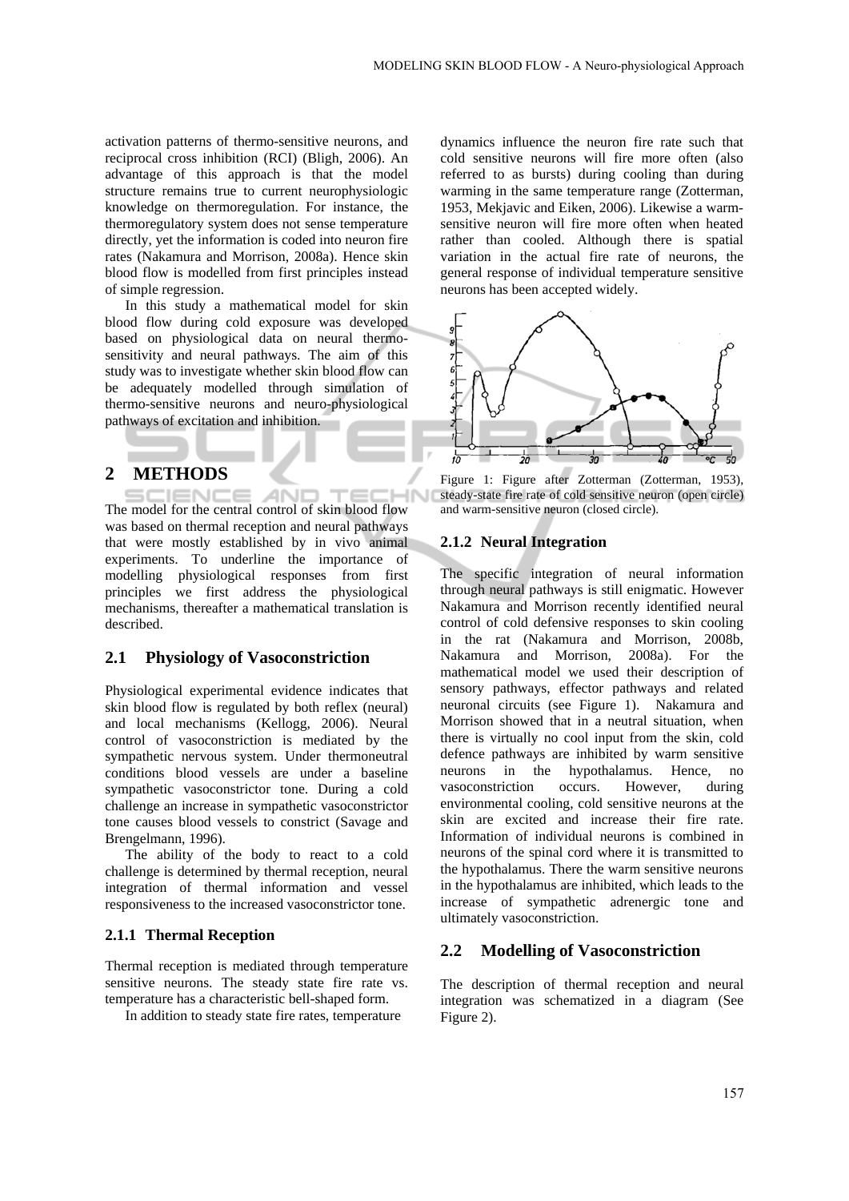activation patterns of thermo-sensitive neurons, and reciprocal cross inhibition (RCI) (Bligh, 2006). An advantage of this approach is that the model structure remains true to current neurophysiologic knowledge on thermoregulation. For instance, the thermoregulatory system does not sense temperature directly, yet the information is coded into neuron fire rates (Nakamura and Morrison, 2008a). Hence skin blood flow is modelled from first principles instead of simple regression.

In this study a mathematical model for skin blood flow during cold exposure was developed based on physiological data on neural thermo-sensitivity and neural pathways. The aim of this study was to investigate whether skin blood flow can be adequately modelled through simulation of thermo-sensitive neurons and neuro-physiological pathways of excitation and inhibition.

## 2 METHODS

The model for the central control of skin blood flow was based on thermal reception and neural pathways that were mostly established by in vivo animal experiments. To underline the importance of modelling physiological responses from first principles we first address the physiological mechanisms, thereafter a mathematical translation is described.

### 2.1 Physiology of Vasoconstriction

Physiological experimental evidence indicates that skin blood flow is regulated by both reflex (neural) and local mechanisms (Kellogg, 2006). Neural control of vasoconstriction is mediated by the sympathetic nervous system. Under thermoneutral conditions blood vessels are under a baseline sympathetic vasoconstrictor tone. During a cold challenge an increase in sympathetic vasoconstrictor tone causes blood vessels to constrict (Savage and Brengelmann, 1996).

The ability of the body to react to a cold challenge is determined by thermal reception, neural integration of thermal information and vessel responsiveness to the increased vasoconstrictor tone.

#### 2.1.1 Thermal Reception

Thermal reception is mediated through temperature sensitive neurons. The steady state fire rate vs. temperature has a characteristic bell-shaped form.

In addition to steady state fire rates, temperature dynamics influence the neuron fire rate such that cold sensitive neurons will fire more often (also referred to as bursts) during cooling than during warming in the same temperature range (Zotterman, 1953, Mekjavic and Eiken, 2006). Likewise a warm-sensitive neuron will fire more often when heated rather than cooled. Although there is spatial variation in the actual fire rate of neurons, the general response of individual temperature sensitive neurons has been accepted widely.

Figure 1: Figure after Zotterman (Zotterman, 1953), steady-state fire rate of cold sensitive neuron (open circle) and warm-sensitive neuron (closed circle).

#### 2.1.2 Neural Integration

The specific integration of neural information through neural pathways is still enigmatic. However Nakamura and Morrison recently identified neural control of cold defensive responses to skin cooling in the rat (Nakamura and Morrison, 2008b, Nakamura and Morrison, 2008a). For the mathematical model we used their description of sensory pathways, effector pathways and related neuronal circuits (see Figure 1). Nakamura and Morrison showed that in a neutral situation, when there is virtually no cool input from the skin, cold defence pathways are inhibited by warm sensitive neurons in the hypothalamus. Hence, no vasoconstriction occurs. However, during environmental cooling, cold sensitive neurons at the skin are excited and increase their fire rate. Information of individual neurons is combined in neurons of the spinal cord where it is transmitted to the hypothalamus. There the warm sensitive neurons in the hypothalamus are inhibited, which leads to the increase of sympathetic adrenergic tone and ultimately vasoconstriction.

### 2.2 Modelling of Vasoconstriction

The description of thermal reception and neural integration was schematized in a diagram (See Figure 2).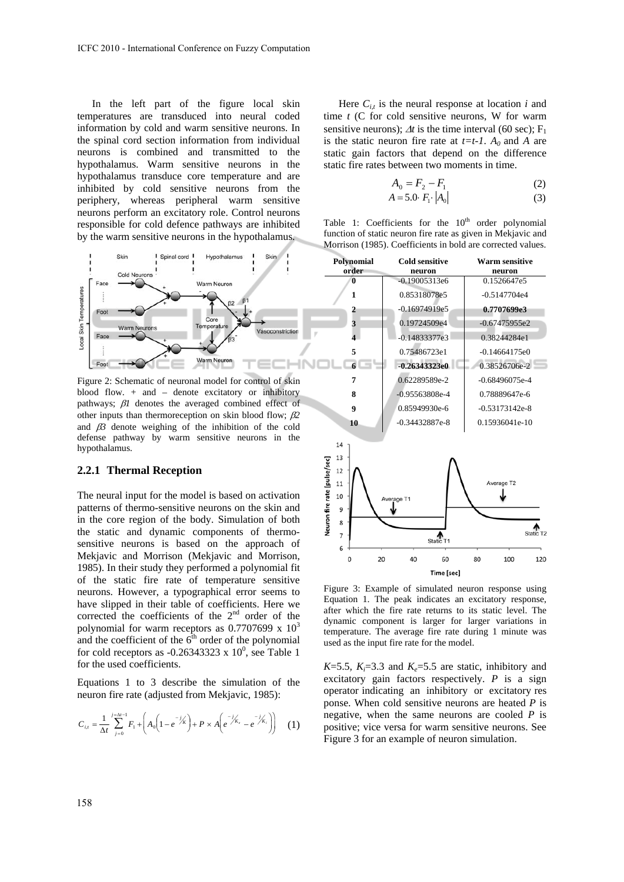In the left part of the figure local skin temperatures are transduced into neural coded information by cold and warm sensitive neurons. In the spinal cord section information from individual neurons is combined and transmitted to the hypothalamus. Warm sensitive neurons in the hypothalamus transduce core temperature and are inhibited by cold sensitive neurons from the periphery, whereas peripheral warm sensitive neurons perform an excitatory role. Control neurons responsible for cold defence pathways are inhibited by the warm sensitive neurons in the hypothalamus.

Figure 2: Schematic of neuronal model for control of skin blood flow. + and – denote excitatory or inhibitory pathways; $\beta 1$ denotes the averaged combined effect of other inputs than thermoreception on skin blood flow; $\beta 2$ and $\beta 3$ denote weighing of the inhibition of the cold defense pathway by warm sensitive neurons in the hypothalamus.

### 2.2.1 Thermal Reception

The neural input for the model is based on activation patterns of thermo-sensitive neurons on the skin and in the core region of the body. Simulation of both the static and dynamic components of thermo-sensitive neurons is based on the approach of Mekjavic and Morrison (Mekjavic and Morrison, 1985). In their study they performed a polynomial fit of the static fire rate of temperature sensitive neurons. However, a typographical error seems to have slipped in their table of coefficients. Here we corrected the coefficients of the 2[nd] order of the polynomial for warm receptors as $0.7707699 \times 10^3$ and the coefficient of the 6[th] order of the polynomial for cold receptors as $-0.26343323 \times 10^0$, see Table 1 for the used coefficients.

Equations 1 to 3 describe the simulation of the neuron fire rate (adjusted from Mekjavic, 1985):

$$C_{i,t} = \frac{1}{\Delta t} \sum_{j=0}^{j=\Delta t-1} F_1 + \left( A_0 \left( 1 - e^{-j/K} \right) + P \times A \left( e^{-j/K_e} - e^{-j/K_i} \right) \right) \quad (1)$$

Here $C_{i,t}$ is the neural response at location $i$ and time $t$ (C for cold sensitive neurons, W for warm sensitive neurons); $\Delta t$ is the time interval (60 sec); $F_1$ is the static neuron fire rate at $t=t-1$. $A_0$ and $A$ are static gain factors that depend on the difference static fire rates between two moments in time.

$$A_0 = F_2 - F_1 \quad (2)$$

$$A = 5.0 \cdot F_1 \cdot |A_0| \quad (3)$$

Table 1: Coefficients for the 10[th] order polynomial function of static neuron fire rate as given in Mekjavic and Morrison (1985). Coefficients in bold are corrected values.

| Polynomial order | Cold sensitive neuron | Warm sensitive neuron |
|---|---|---|
| **0** | -0.19005313e6 | 0.1526647e5 |
| **1** | 0.85318078e5 | -0.5147704e4 |
| **2** | -0.16974919e5 | **0.7707699e3** |
| **3** | 0.19724509e4 | -0.67475955e2 |
| **4** | -0.14833377e3 | 0.38244284e1 |
| **5** | 0.75486723e1 | -0.14664175e0 |
| **6** | **-0.26343323e0** | 0.38526706e-2 |
| **7** | 0.62289589e-2 | -0.68496075e-4 |
| **8** | -0.95563808e-4 | 0.78889647e-6 |
| **9** | 0.85949930e-6 | -0.53173142e-8 |
| **10** | -0.34432887e-8 | 0.15936041e-10 |

Figure 3: Example of simulated neuron response using Equation 1. The peak indicates an excitatory response, after which the fire rate returns to its static level. The dynamic component is larger for larger variations in temperature. The average fire rate during 1 minute was used as the input fire rate for the model.

$K$=5.5, $K_i$=3.3 and $K_e$=5.5 are static, inhibitory and excitatory gain factors respectively. $P$ is a sign operator indicating an inhibitory or excitatory response. When cold sensitive neurons are heated $P$ is negative, when the same neurons are cooled $P$ is positive; vice versa for warm sensitive neurons. See Figure 3 for an example of neuron simulation.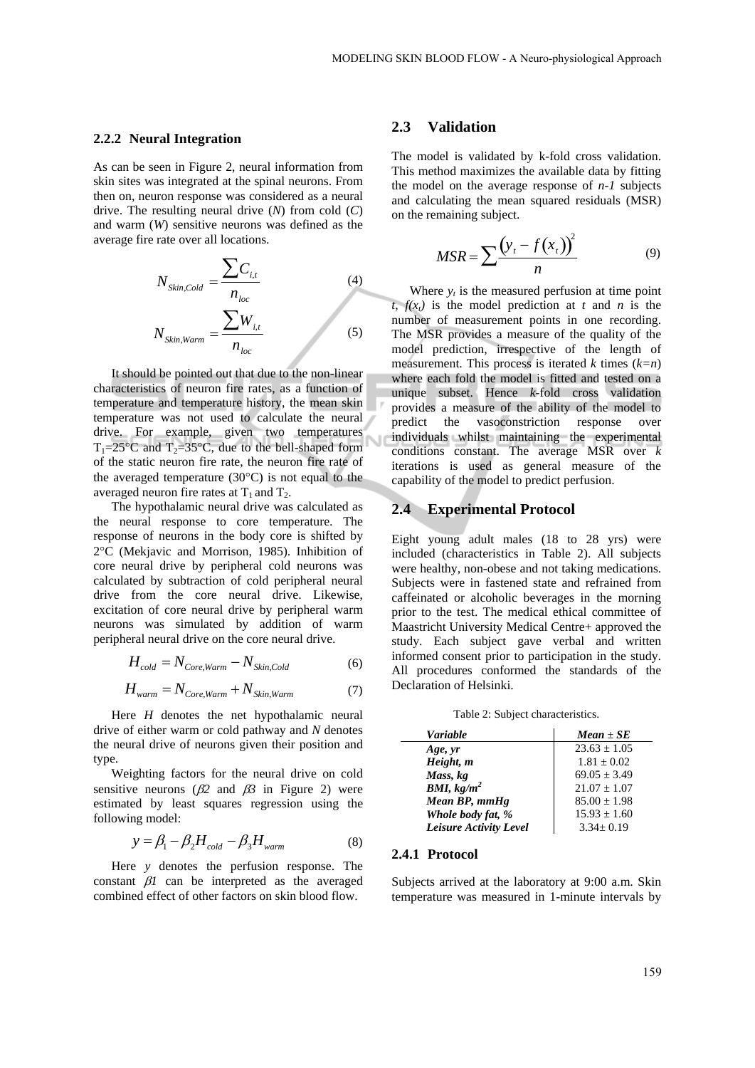#### 2.2.2 Neural Integration

As can be seen in Figure 2, neural information from skin sites was integrated at the spinal neurons. From then on, neuron response was considered as a neural drive. The resulting neural drive (*N*) from cold (*C*) and warm (*W*) sensitive neurons was defined as the average fire rate over all locations.

$$N_{Skin,Cold} = \frac{\sum C_{i,t}}{n_{loc}} \tag{4}$$

$$N_{Skin,Warm} = \frac{\sum W_{i,t}}{n_{loc}} \tag{5}$$

It should be pointed out that due to the non-linear characteristics of neuron fire rates, as a function of temperature and temperature history, the mean skin temperature was not used to calculate the neural drive. For example, given two temperatures $T_1$=25°C and $T_2$=35°C, due to the bell-shaped form of the static neuron fire rate, the neuron fire rate of the averaged temperature (30°C) is not equal to the averaged neuron fire rates at $T_1$ and $T_2$.

The hypothalamic neural drive was calculated as the neural response to core temperature. The response of neurons in the body core is shifted by 2°C (Mekjavic and Morrison, 1985). Inhibition of core neural drive by peripheral cold neurons was calculated by subtraction of cold peripheral neural drive from the core neural drive. Likewise, excitation of core neural drive by peripheral warm neurons was simulated by addition of warm peripheral neural drive on the core neural drive.

$$H_{cold} = N_{Core,Warm} - N_{Skin,Cold} \tag{6}$$

$$H_{warm} = N_{Core,Warm} + N_{Skin,Warm} \tag{7}$$

Here *H* denotes the net hypothalamic neural drive of either warm or cold pathway and *N* denotes the neural drive of neurons given their position and type.

Weighting factors for the neural drive on cold sensitive neurons ($\beta 2$ and $\beta 3$ in Figure 2) were estimated by least squares regression using the following model:

$$y = \beta_1 - \beta_2 H_{cold} - \beta_3 H_{warm} \tag{8}$$

Here *y* denotes the perfusion response. The constant $\beta 1$ can be interpreted as the averaged combined effect of other factors on skin blood flow.

### 2.3 Validation

The model is validated by k-fold cross validation. This method maximizes the available data by fitting the model on the average response of *n-1* subjects and calculating the mean squared residuals (MSR) on the remaining subject.

$$MSR = \sum \frac{\left(y_t - f\left(x_t\right)\right)^2}{n} \tag{9}$$

Where $y_t$ is the measured perfusion at time point $t$, $f(x_t)$ is the model prediction at $t$ and $n$ is the number of measurement points in one recording. The MSR provides a measure of the quality of the model prediction, irrespective of the length of measurement. This process is iterated $k$ times ($k$=$n$) where each fold the model is fitted and tested on a unique subset. Hence *k*-fold cross validation provides a measure of the ability of the model to predict the vasoconstriction response over individuals whilst maintaining the experimental conditions constant. The average MSR over $k$ iterations is used as general measure of the capability of the model to predict perfusion.

### 2.4 Experimental Protocol

Eight young adult males (18 to 28 yrs) were included (characteristics in Table 2). All subjects were healthy, non-obese and not taking medications. Subjects were in fastened state and refrained from caffeinated or alcoholic beverages in the morning prior to the test. The medical ethical committee of Maastricht University Medical Centre+ approved the study. Each subject gave verbal and written informed consent prior to participation in the study. All procedures conformed the standards of the Declaration of Helsinki.

Table 2: Subject characteristics.

| *Variable* | *Mean ± SE* |
|---|---|
| ***Age, yr*** | 23.63 ± 1.05 |
| ***Height, m*** | 1.81 ± 0.02 |
| ***Mass, kg*** | 69.05 ± 3.49 |
| ***BMI, kg/m$^2$*** | 21.07 ± 1.07 |
| ***Mean BP, mmHg*** | 85.00 ± 1.98 |
| ***Whole body fat, %*** | 15.93 ± 1.60 |
| ***Leisure Activity Level*** | 3.34± 0.19 |

#### 2.4.1 Protocol

Subjects arrived at the laboratory at 9:00 a.m. Skin temperature was measured in 1-minute intervals by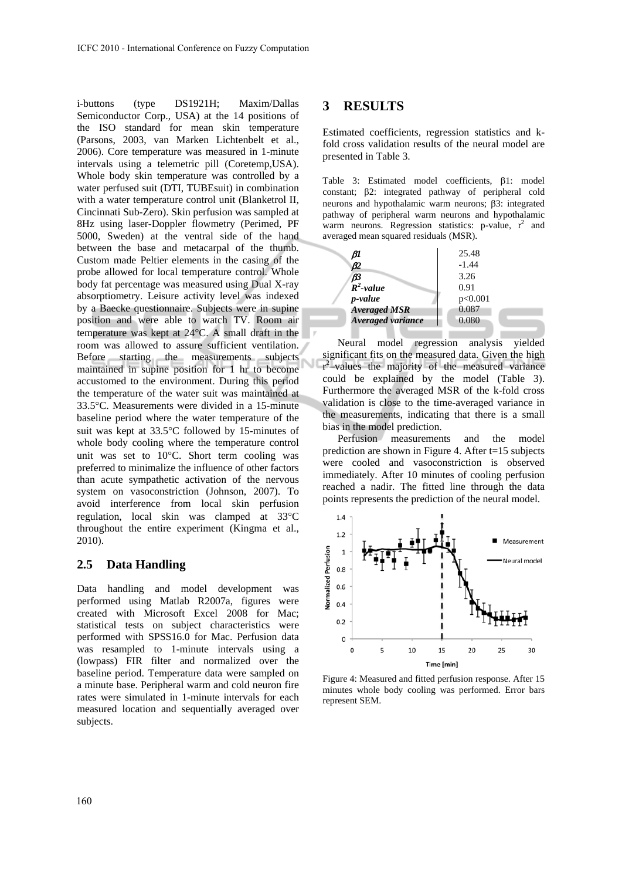i-buttons (type DS1921H; Maxim/Dallas Semiconductor Corp., USA) at the 14 positions of the ISO standard for mean skin temperature (Parsons, 2003, van Marken Lichtenbelt et al., 2006). Core temperature was measured in 1-minute intervals using a telemetric pill (Coretemp,USA). Whole body skin temperature was controlled by a water perfused suit (DTI, TUBEsuit) in combination with a water temperature control unit (Blanketrol II, Cincinnati Sub-Zero). Skin perfusion was sampled at 8Hz using laser-Doppler flowmetry (Perimed, PF 5000, Sweden) at the ventral side of the hand between the base and metacarpal of the thumb. Custom made Peltier elements in the casing of the probe allowed for local temperature control. Whole body fat percentage was measured using Dual X-ray absorptiometry. Leisure activity level was indexed by a Baecke questionnaire. Subjects were in supine position and were able to watch TV. Room air temperature was kept at 24°C. A small draft in the room was allowed to assure sufficient ventilation. Before starting the measurements subjects maintained in supine position for 1 hr to become accustomed to the environment. During this period the temperature of the water suit was maintained at 33.5°C. Measurements were divided in a 15-minute baseline period where the water temperature of the suit was kept at 33.5°C followed by 15-minutes of whole body cooling where the temperature control unit was set to 10°C. Short term cooling was preferred to minimalize the influence of other factors than acute sympathetic activation of the nervous system on vasoconstriction (Johnson, 2007). To avoid interference from local skin perfusion regulation, local skin was clamped at 33°C throughout the entire experiment (Kingma et al., 2010).

### 2.5 Data Handling

Data handling and model development was performed using Matlab R2007a, figures were created with Microsoft Excel 2008 for Mac; statistical tests on subject characteristics were performed with SPSS16.0 for Mac. Perfusion data was resampled to 1-minute intervals using a (lowpass) FIR filter and normalized over the baseline period. Temperature data were sampled on a minute base. Peripheral warm and cold neuron fire rates were simulated in 1-minute intervals for each measured location and sequentially averaged over subjects.

## 3 RESULTS

Estimated coefficients, regression statistics and k-fold cross validation results of the neural model are presented in Table 3.

Table 3: Estimated model coefficients, β1: model constant; β2: integrated pathway of peripheral cold neurons and hypothalamic warm neurons; β3: integrated pathway of peripheral warm neurons and hypothalamic warm neurons. Regression statistics: p-value, $r^2$ and averaged mean squared residuals (MSR).

| | |
|---|---|
| *β1* | 25.48 |
| *β2* | -1.44 |
| *β3* | 3.26 |
| ***$R^2$-value*** | 0.91 |
| ***p-value*** | p<0.001 |
| ***Averaged MSR*** | 0.087 |
| ***Averaged variance*** | 0.080 |

Neural model regression analysis yielded significant fits on the measured data. Given the high $r^2$–values the majority of the measured variance could be explained by the model (Table 3). Furthermore the averaged MSR of the k-fold cross validation is close to the time-averaged variance in the measurements, indicating that there is a small bias in the model prediction.

Perfusion measurements and the model prediction are shown in Figure 4. After t=15 subjects were cooled and vasoconstriction is observed immediately. After 10 minutes of cooling perfusion reached a nadir. The fitted line through the data points represents the prediction of the neural model.

Figure 4: Measured and fitted perfusion response. After 15 minutes whole body cooling was performed. Error bars represent SEM.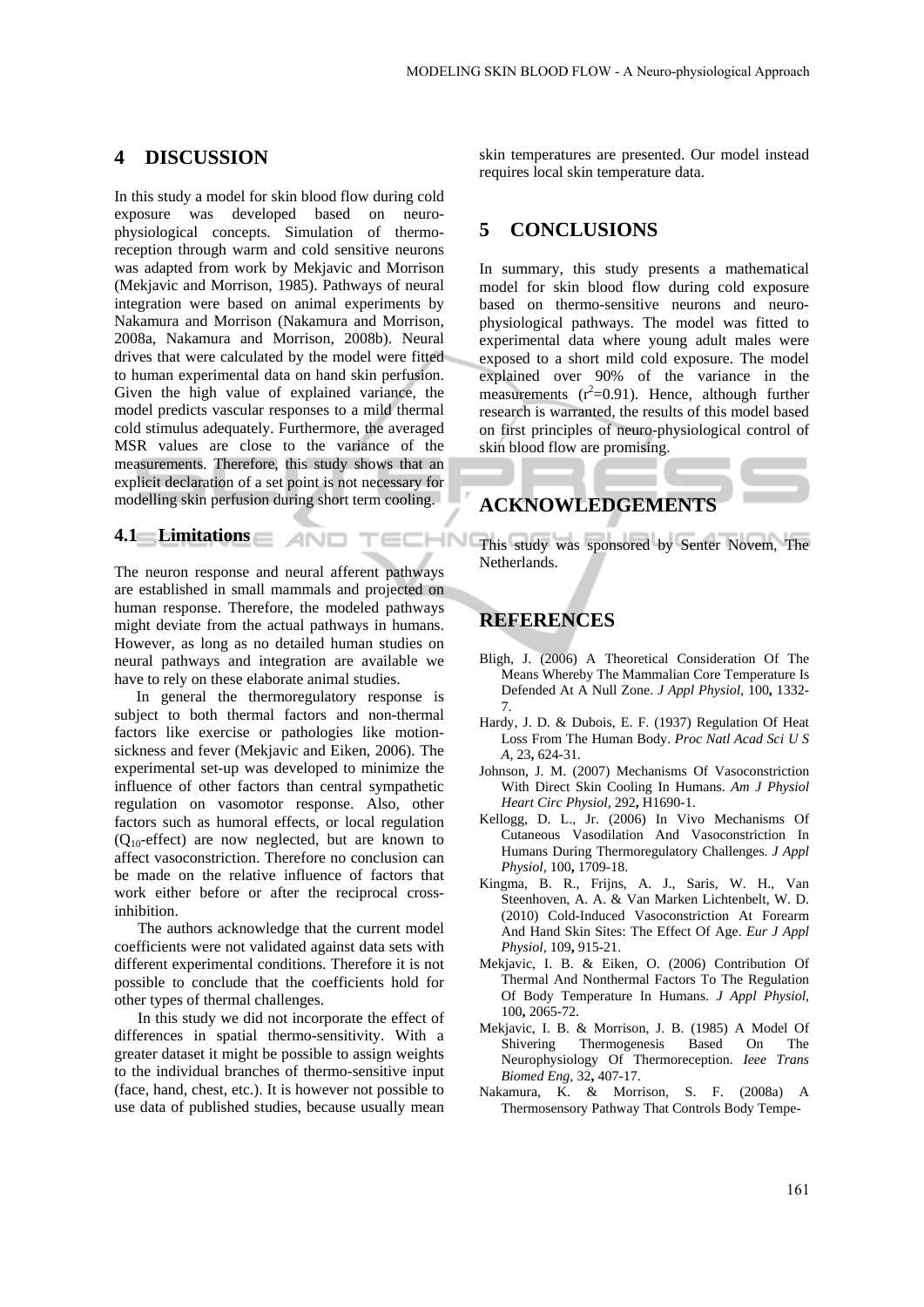## 4 DISCUSSION

In this study a model for skin blood flow during cold exposure was developed based on neuro-physiological concepts. Simulation of thermo-reception through warm and cold sensitive neurons was adapted from work by Mekjavic and Morrison (Mekjavic and Morrison, 1985). Pathways of neural integration were based on animal experiments by Nakamura and Morrison (Nakamura and Morrison, 2008a, Nakamura and Morrison, 2008b). Neural drives that were calculated by the model were fitted to human experimental data on hand skin perfusion. Given the high value of explained variance, the model predicts vascular responses to a mild thermal cold stimulus adequately. Furthermore, the averaged MSR values are close to the variance of the measurements. Therefore, this study shows that an explicit declaration of a set point is not necessary for modelling skin perfusion during short term cooling.

### 4.1 Limitations

The neuron response and neural afferent pathways are established in small mammals and projected on human response. Therefore, the modeled pathways might deviate from the actual pathways in humans. However, as long as no detailed human studies on neural pathways and integration are available we have to rely on these elaborate animal studies.

In general the thermoregulatory response is subject to both thermal factors and non-thermal factors like exercise or pathologies like motion-sickness and fever (Mekjavic and Eiken, 2006). The experimental set-up was developed to minimize the influence of other factors than central sympathetic regulation on vasomotor response. Also, other factors such as humoral effects, or local regulation ($Q_{10}$-effect) are now neglected, but are known to affect vasoconstriction. Therefore no conclusion can be made on the relative influence of factors that work either before or after the reciprocal cross-inhibition.

The authors acknowledge that the current model coefficients were not validated against data sets with different experimental conditions. Therefore it is not possible to conclude that the coefficients hold for other types of thermal challenges.

In this study we did not incorporate the effect of differences in spatial thermo-sensitivity. With a greater dataset it might be possible to assign weights to the individual branches of thermo-sensitive input (face, hand, chest, etc.). It is however not possible to use data of published studies, because usually mean skin temperatures are presented. Our model instead requires local skin temperature data.

## 5 CONCLUSIONS

In summary, this study presents a mathematical model for skin blood flow during cold exposure based on thermo-sensitive neurons and neuro-physiological pathways. The model was fitted to experimental data where young adult males were exposed to a short mild cold exposure. The model explained over 90% of the variance in the measurements ($r^2$=0.91). Hence, although further research is warranted, the results of this model based on first principles of neuro-physiological control of skin blood flow are promising.

## ACKNOWLEDGEMENTS

This study was sponsored by Senter Novem, The Netherlands.

## REFERENCES

Bligh, J. (2006) A Theoretical Consideration Of The Means Whereby The Mammalian Core Temperature Is Defended At A Null Zone. *J Appl Physiol,* 100**,** 1332-7.

Hardy, J. D. & Dubois, E. F. (1937) Regulation Of Heat Loss From The Human Body. *Proc Natl Acad Sci U S A,* 23**,** 624-31.

Johnson, J. M. (2007) Mechanisms Of Vasoconstriction With Direct Skin Cooling In Humans. *Am J Physiol Heart Circ Physiol,* 292**,** H1690-1.

Kellogg, D. L., Jr. (2006) In Vivo Mechanisms Of Cutaneous Vasodilation And Vasoconstriction In Humans During Thermoregulatory Challenges. *J Appl Physiol,* 100**,** 1709-18.

Kingma, B. R., Frijns, A. J., Saris, W. H., Van Steenhoven, A. A. & Van Marken Lichtenbelt, W. D. (2010) Cold-Induced Vasoconstriction At Forearm And Hand Skin Sites: The Effect Of Age. *Eur J Appl Physiol,* 109**,** 915-21.

Mekjavic, I. B. & Eiken, O. (2006) Contribution Of Thermal And Nonthermal Factors To The Regulation Of Body Temperature In Humans. *J Appl Physiol,* 100**,** 2065-72.

Mekjavic, I. B. & Morrison, J. B. (1985) A Model Of Shivering Thermogenesis Based On The Neurophysiology Of Thermoreception. *Ieee Trans Biomed Eng,* 32**,** 407-17.

Nakamura, K. & Morrison, S. F. (2008a) A Thermosensory Pathway That Controls Body Tempe-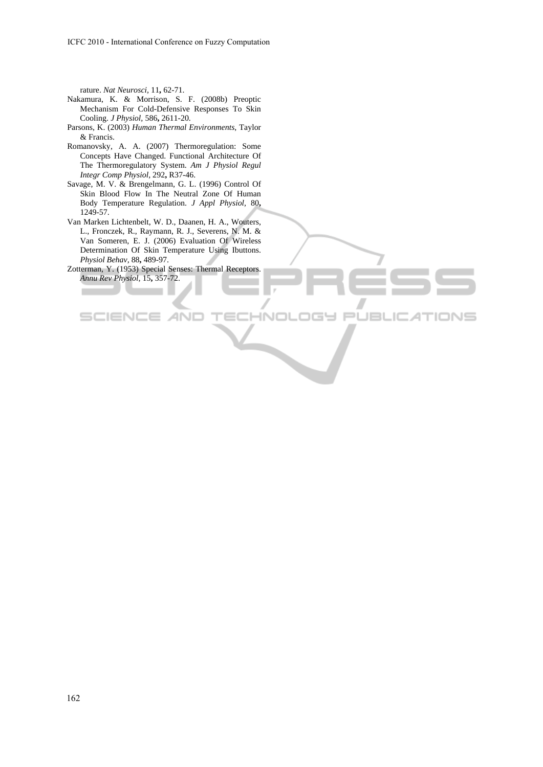rature. *Nat Neurosci,* 11**,** 62-71.

Nakamura, K. & Morrison, S. F. (2008b) Preoptic Mechanism For Cold-Defensive Responses To Skin Cooling. *J Physiol,* 586**,** 2611-20.

Parsons, K. (2003) *Human Thermal Environments*, Taylor & Francis.

Romanovsky, A. A. (2007) Thermoregulation: Some Concepts Have Changed. Functional Architecture Of The Thermoregulatory System. *Am J Physiol Regul Integr Comp Physiol,* 292**,** R37-46.

Savage, M. V. & Brengelmann, G. L. (1996) Control Of Skin Blood Flow In The Neutral Zone Of Human Body Temperature Regulation. *J Appl Physiol,* 80**,** 1249-57.

Van Marken Lichtenbelt, W. D., Daanen, H. A., Wouters, L., Fronczek, R., Raymann, R. J., Severens, N. M. & Van Someren, E. J. (2006) Evaluation Of Wireless Determination Of Skin Temperature Using Ibuttons. *Physiol Behav,* 88**,** 489-97.

Zotterman, Y. (1953) Special Senses: Thermal Receptors. *Annu Rev Physiol,* 15**,** 357-72.